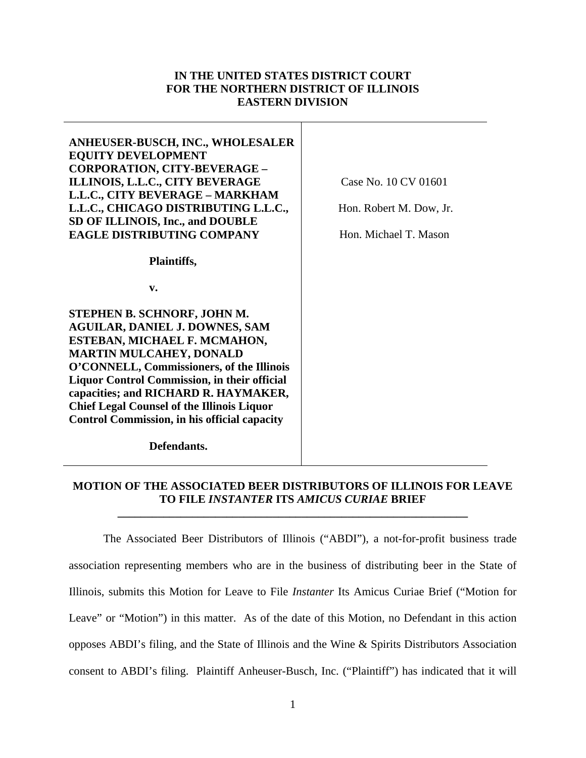**IN THE UNITED STATES DISTRICT COURT**
**FOR THE NORTHERN DISTRICT OF ILLINOIS**
**EASTERN DIVISION**

| | |
|---|---|
| **ANHEUSER-BUSCH, INC., WHOLESALER EQUITY DEVELOPMENT CORPORATION, CITY-BEVERAGE – ILLINOIS, L.L.C., CITY BEVERAGE L.L.C., CITY BEVERAGE – MARKHAM L.L.C., CHICAGO DISTRIBUTING L.L.C., SD OF ILLINOIS, Inc., and DOUBLE EAGLE DISTRIBUTING COMPANY**<br><br>**Plaintiffs,**<br><br>**v.**<br><br>**STEPHEN B. SCHNORF, JOHN M. AGUILAR, DANIEL J. DOWNES, SAM ESTEBAN, MICHAEL F. MCMAHON, MARTIN MULCAHEY, DONALD O'CONNELL, Commissioners, of the Illinois Liquor Control Commission, in their official capacities; and RICHARD R. HAYMAKER, Chief Legal Counsel of the Illinois Liquor Control Commission, in his official capacity**<br><br>**Defendants.** | Case No. 10 CV 01601<br><br>Hon. Robert M. Dow, Jr.<br><br>Hon. Michael T. Mason |

**MOTION OF THE ASSOCIATED BEER DISTRIBUTORS OF ILLINOIS FOR LEAVE TO FILE *INSTANTER* ITS *AMICUS CURIAE* BRIEF**

The Associated Beer Distributors of Illinois ("ABDI"), a not-for-profit business trade association representing members who are in the business of distributing beer in the State of Illinois, submits this Motion for Leave to File *Instanter* Its Amicus Curiae Brief ("Motion for Leave" or "Motion") in this matter. As of the date of this Motion, no Defendant in this action opposes ABDI's filing, and the State of Illinois and the Wine & Spirits Distributors Association consent to ABDI's filing. Plaintiff Anheuser-Busch, Inc. ("Plaintiff") has indicated that it will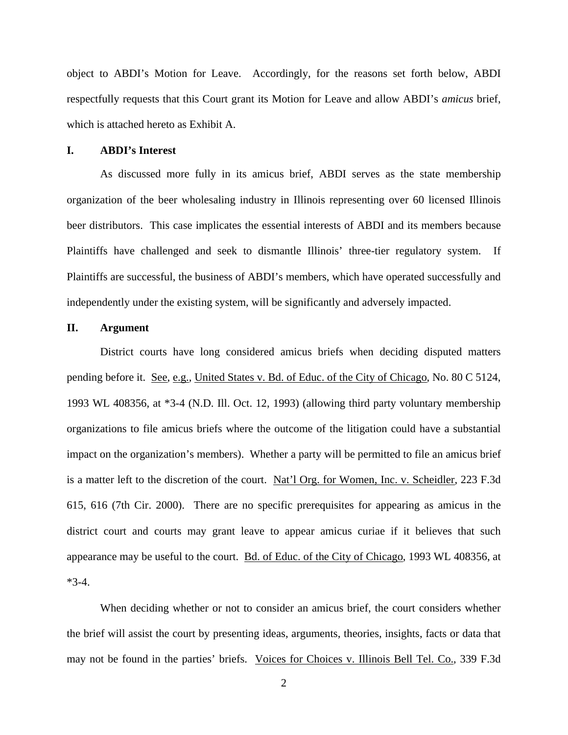object to ABDI's Motion for Leave. Accordingly, for the reasons set forth below, ABDI respectfully requests that this Court grant its Motion for Leave and allow ABDI's *amicus* brief, which is attached hereto as Exhibit A.

## I. ABDI's Interest

As discussed more fully in its amicus brief, ABDI serves as the state membership organization of the beer wholesaling industry in Illinois representing over 60 licensed Illinois beer distributors. This case implicates the essential interests of ABDI and its members because Plaintiffs have challenged and seek to dismantle Illinois' three-tier regulatory system. If Plaintiffs are successful, the business of ABDI's members, which have operated successfully and independently under the existing system, will be significantly and adversely impacted.

## II. Argument

District courts have long considered amicus briefs when deciding disputed matters pending before it. See, e.g., United States v. Bd. of Educ. of the City of Chicago, No. 80 C 5124, 1993 WL 408356, at *3-4 (N.D. Ill. Oct. 12, 1993) (allowing third party voluntary membership organizations to file amicus briefs where the outcome of the litigation could have a substantial impact on the organization's members). Whether a party will be permitted to file an amicus brief is a matter left to the discretion of the court. Nat'l Org. for Women, Inc. v. Scheidler, 223 F.3d 615, 616 (7th Cir. 2000). There are no specific prerequisites for appearing as amicus in the district court and courts may grant leave to appear amicus curiae if it believes that such appearance may be useful to the court. Bd. of Educ. of the City of Chicago, 1993 WL 408356, at *3-4.

When deciding whether or not to consider an amicus brief, the court considers whether the brief will assist the court by presenting ideas, arguments, theories, insights, facts or data that may not be found in the parties' briefs. Voices for Choices v. Illinois Bell Tel. Co., 339 F.3d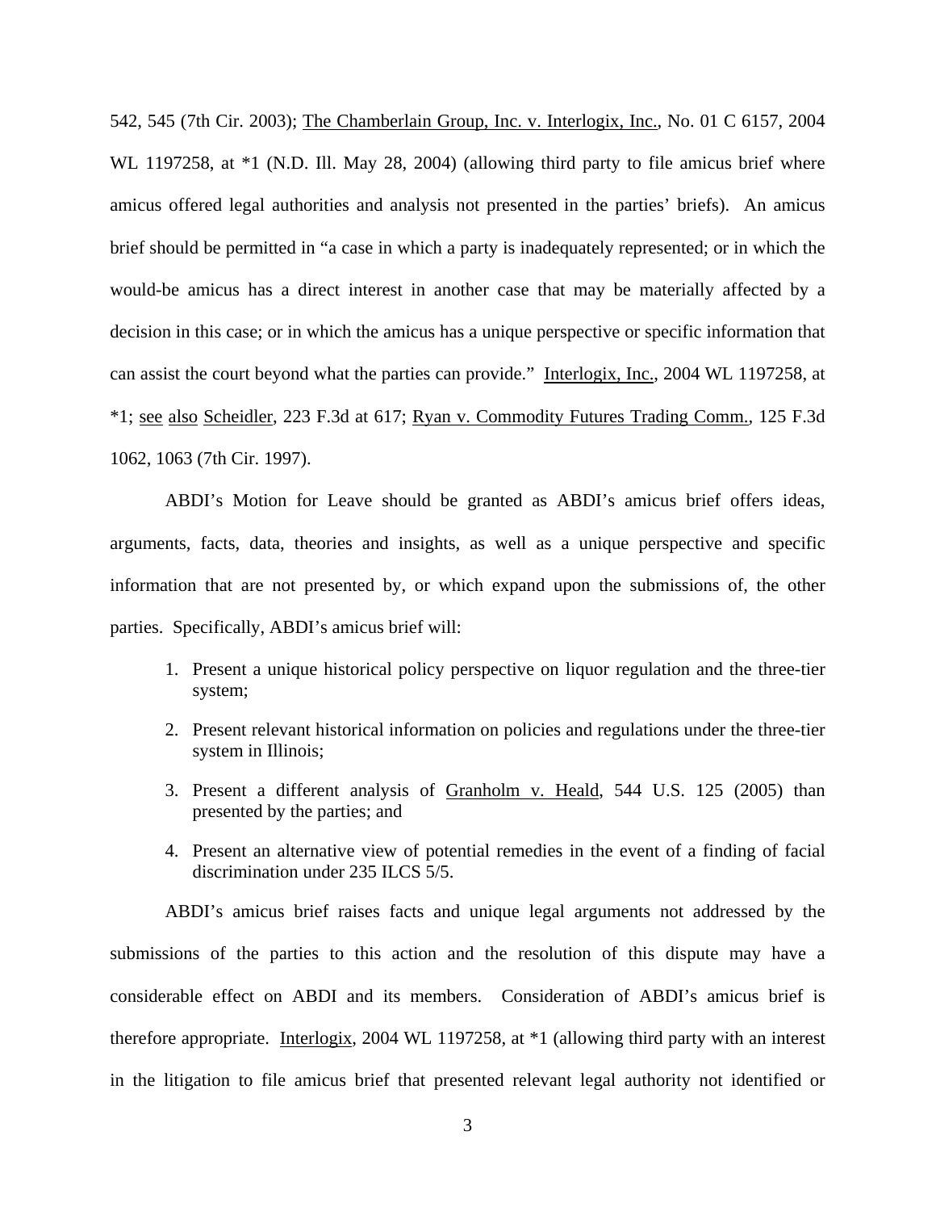542, 545 (7th Cir. 2003); The Chamberlain Group, Inc. v. Interlogix, Inc., No. 01 C 6157, 2004 WL 1197258, at *1 (N.D. Ill. May 28, 2004) (allowing third party to file amicus brief where amicus offered legal authorities and analysis not presented in the parties' briefs). An amicus brief should be permitted in "a case in which a party is inadequately represented; or in which the would-be amicus has a direct interest in another case that may be materially affected by a decision in this case; or in which the amicus has a unique perspective or specific information that can assist the court beyond what the parties can provide." Interlogix, Inc., 2004 WL 1197258, at *1; see also Scheidler, 223 F.3d at 617; Ryan v. Commodity Futures Trading Comm., 125 F.3d 1062, 1063 (7th Cir. 1997).

ABDI's Motion for Leave should be granted as ABDI's amicus brief offers ideas, arguments, facts, data, theories and insights, as well as a unique perspective and specific information that are not presented by, or which expand upon the submissions of, the other parties. Specifically, ABDI's amicus brief will:

1. Present a unique historical policy perspective on liquor regulation and the three-tier system;
2. Present relevant historical information on policies and regulations under the three-tier system in Illinois;
3. Present a different analysis of Granholm v. Heald, 544 U.S. 125 (2005) than presented by the parties; and
4. Present an alternative view of potential remedies in the event of a finding of facial discrimination under 235 ILCS 5/5.

ABDI's amicus brief raises facts and unique legal arguments not addressed by the submissions of the parties to this action and the resolution of this dispute may have a considerable effect on ABDI and its members. Consideration of ABDI's amicus brief is therefore appropriate. Interlogix, 2004 WL 1197258, at *1 (allowing third party with an interest in the litigation to file amicus brief that presented relevant legal authority not identified or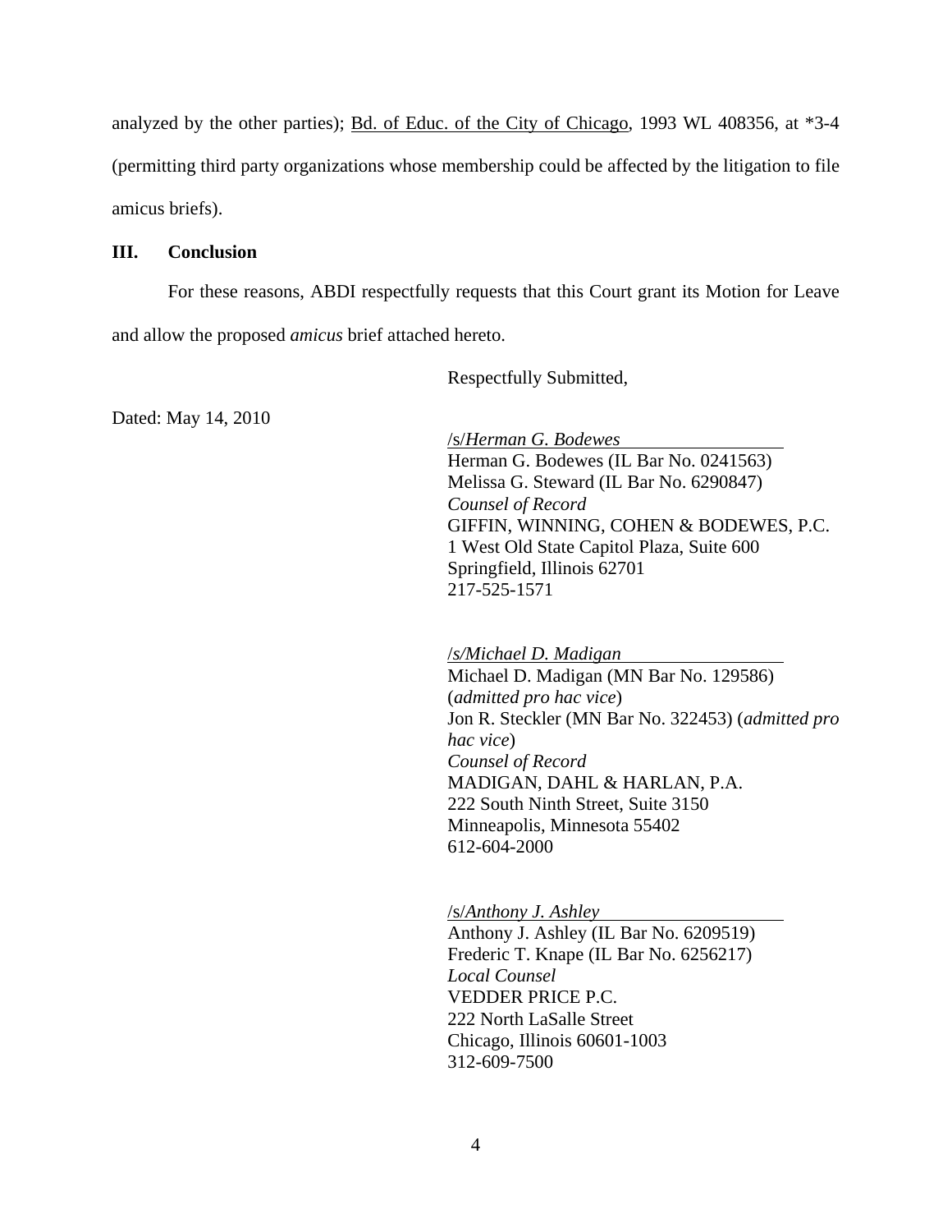analyzed by the other parties); Bd. of Educ. of the City of Chicago, 1993 WL 408356, at *3-4 (permitting third party organizations whose membership could be affected by the litigation to file amicus briefs).

**III. Conclusion**

For these reasons, ABDI respectfully requests that this Court grant its Motion for Leave and allow the proposed *amicus* brief attached hereto.

Respectfully Submitted,

Dated: May 14, 2010

/s/*Herman G. Bodewes*
Herman G. Bodewes (IL Bar No. 0241563)
Melissa G. Steward (IL Bar No. 6290847)
*Counsel of Record*
GIFFIN, WINNING, COHEN & BODEWES, P.C.
1 West Old State Capitol Plaza, Suite 600
Springfield, Illinois 62701
217-525-1571

/*s/Michael D. Madigan*
Michael D. Madigan (MN Bar No. 129586) (*admitted pro hac vice*)
Jon R. Steckler (MN Bar No. 322453) (*admitted pro hac vice*)
*Counsel of Record*
MADIGAN, DAHL & HARLAN, P.A.
222 South Ninth Street, Suite 3150
Minneapolis, Minnesota 55402
612-604-2000

/s/*Anthony J. Ashley*
Anthony J. Ashley (IL Bar No. 6209519)
Frederic T. Knape (IL Bar No. 6256217)
*Local Counsel*
VEDDER PRICE P.C.
222 North LaSalle Street
Chicago, Illinois 60601-1003
312-609-7500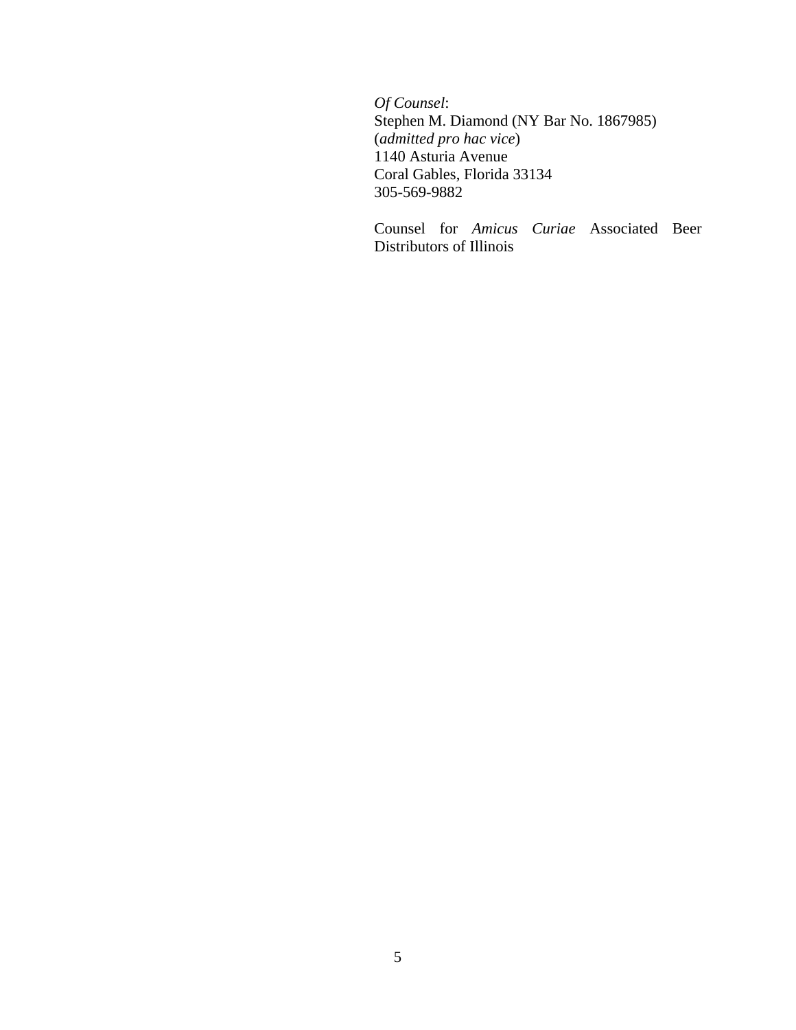*Of Counsel*:
Stephen M. Diamond (NY Bar No. 1867985)
(*admitted pro hac vice*)
1140 Asturia Avenue
Coral Gables, Florida 33134
305-569-9882

Counsel for *Amicus Curiae* Associated Beer Distributors of Illinois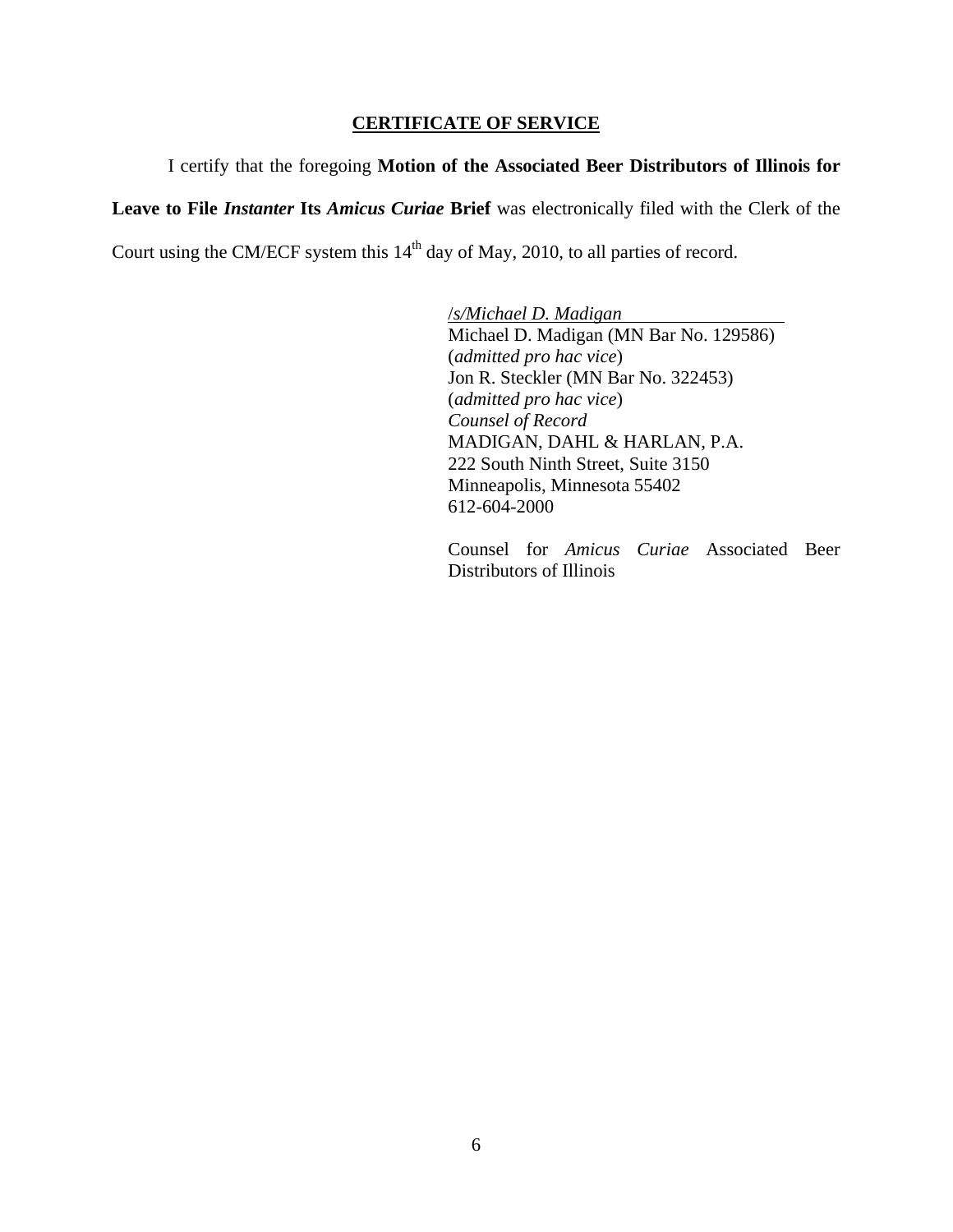**CERTIFICATE OF SERVICE**

I certify that the foregoing **Motion of the Associated Beer Distributors of Illinois for Leave to File *Instanter* Its *Amicus Curiae* Brief** was electronically filed with the Clerk of the Court using the CM/ECF system this 14th day of May, 2010, to all parties of record.

/*s/Michael D. Madigan*
Michael D. Madigan (MN Bar No. 129586)
(*admitted pro hac vice*)
Jon R. Steckler (MN Bar No. 322453)
(*admitted pro hac vice*)
*Counsel of Record*
MADIGAN, DAHL & HARLAN, P.A.
222 South Ninth Street, Suite 3150
Minneapolis, Minnesota 55402
612-604-2000

Counsel for *Amicus Curiae* Associated Beer Distributors of Illinois